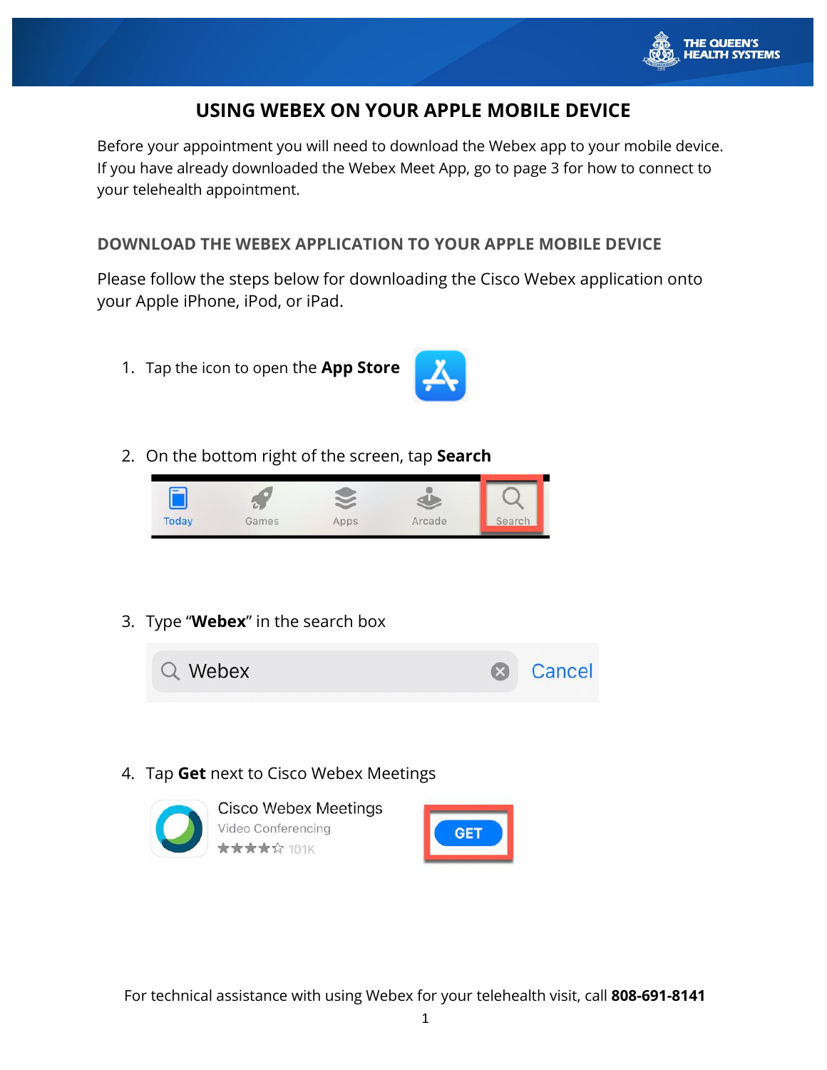# USING WEBEX ON YOUR APPLE MOBILE DEVICE

Before your appointment you will need to download the Webex app to your mobile device. If you have already downloaded the Webex Meet App, go to page 3 for how to connect to your telehealth appointment.

## DOWNLOAD THE WEBEX APPLICATION TO YOUR APPLE MOBILE DEVICE

Please follow the steps below for downloading the Cisco Webex application onto your Apple iPhone, iPod, or iPad.

1. Tap the icon to open the **App Store**

2. On the bottom right of the screen, tap **Search**

3. Type "**Webex**" in the search box

4. Tap **Get** next to Cisco Webex Meetings

For technical assistance with using Webex for your telehealth visit, call **808-691-8141**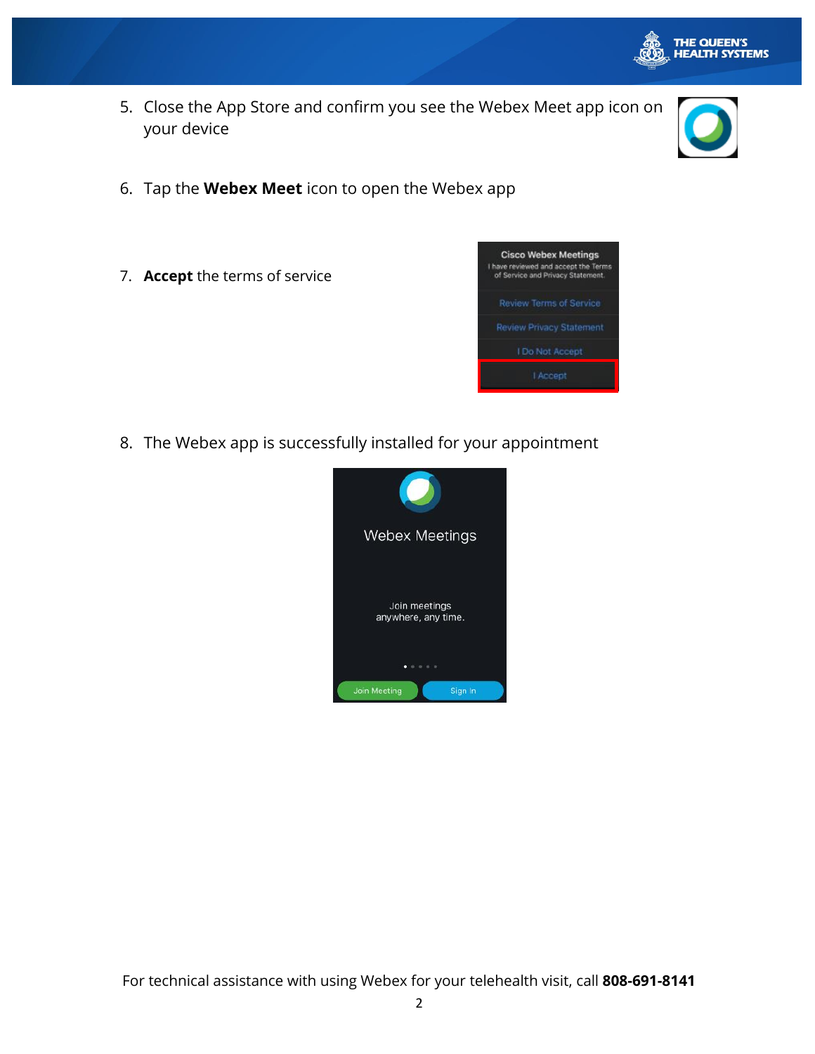5. Close the App Store and confirm you see the Webex Meet app icon on your device

6. Tap the **Webex Meet** icon to open the Webex app

7. **Accept** the terms of service

8. The Webex app is successfully installed for your appointment

For technical assistance with using Webex for your telehealth visit, call **808-691-8141**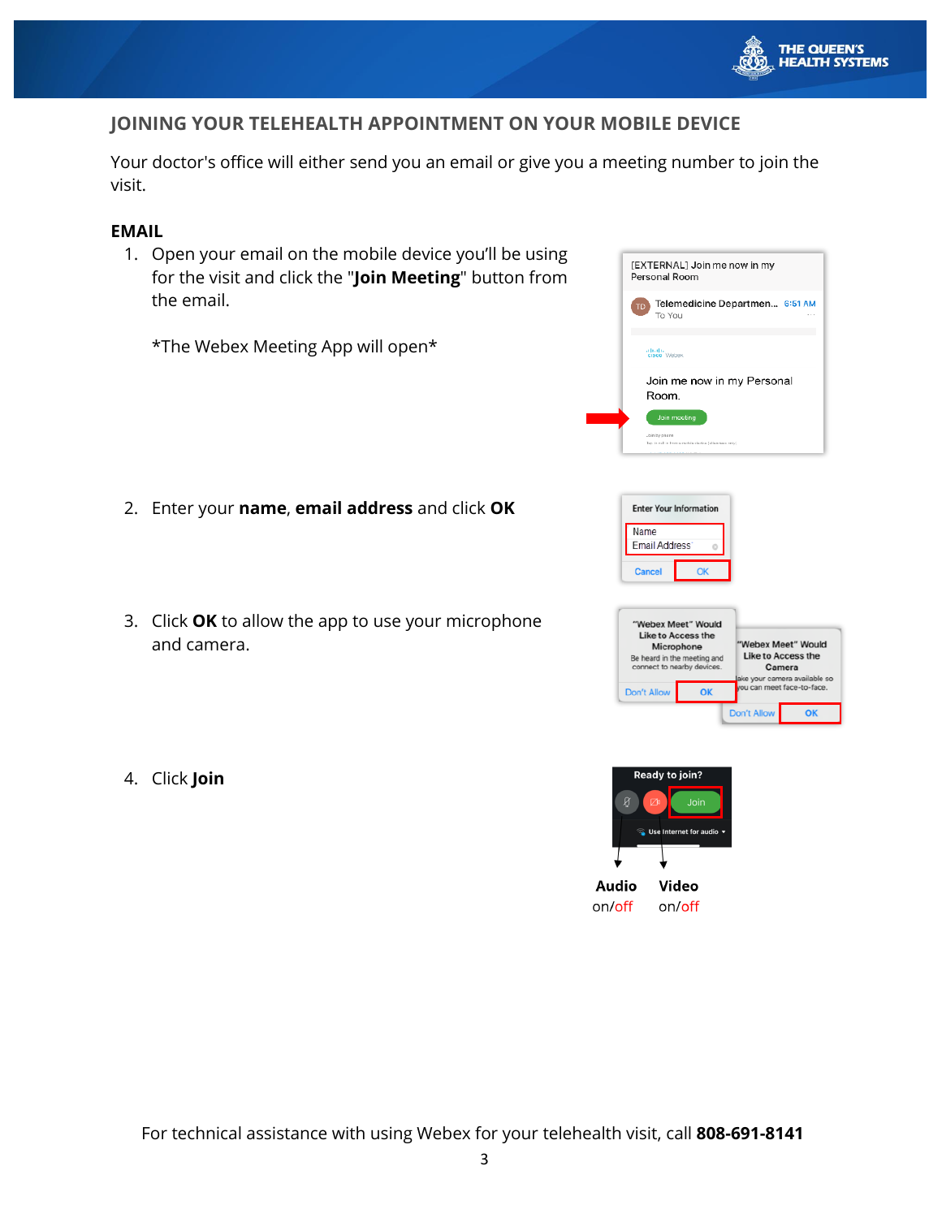## JOINING YOUR TELEHEALTH APPOINTMENT ON YOUR MOBILE DEVICE

Your doctor's office will either send you an email or give you a meeting number to join the visit.

### EMAIL

1. Open your email on the mobile device you'll be using for the visit and click the "**Join Meeting**" button from the email.

   *The Webex Meeting App will open*

2. Enter your **name**, **email address** and click **OK**

3. Click **OK** to allow the app to use your microphone and camera.

4. Click **Join**

**Audio** on/off

**Video** on/off

For technical assistance with using Webex for your telehealth visit, call **808-691-8141**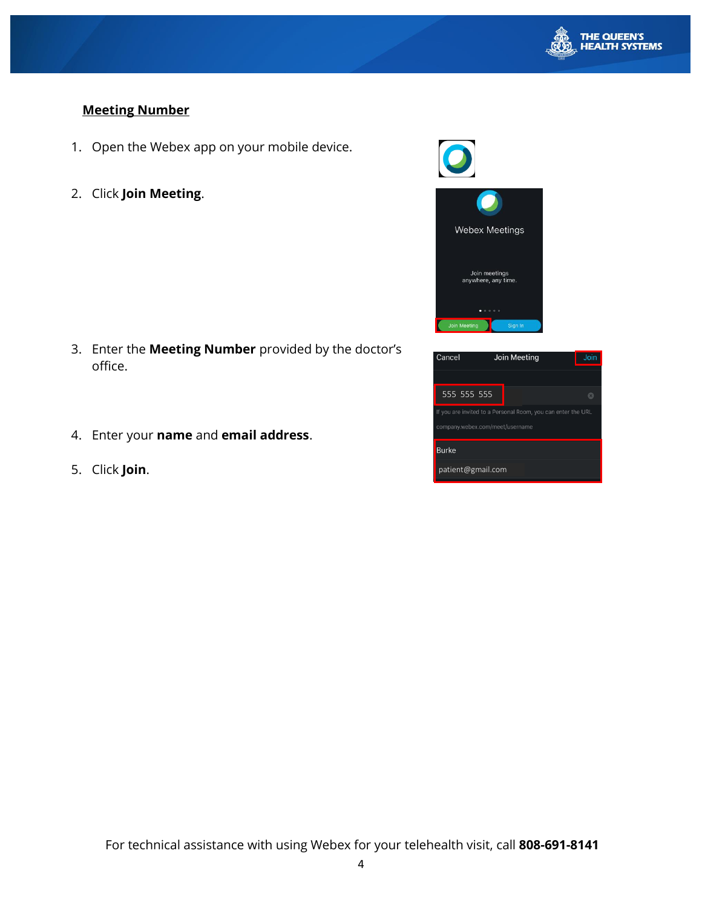## Meeting Number

1. Open the Webex app on your mobile device.
2. Click **Join Meeting**.
3. Enter the **Meeting Number** provided by the doctor's office.
4. Enter your **name** and **email address**.
5. Click **Join**.

For technical assistance with using Webex for your telehealth visit, call **808-691-8141**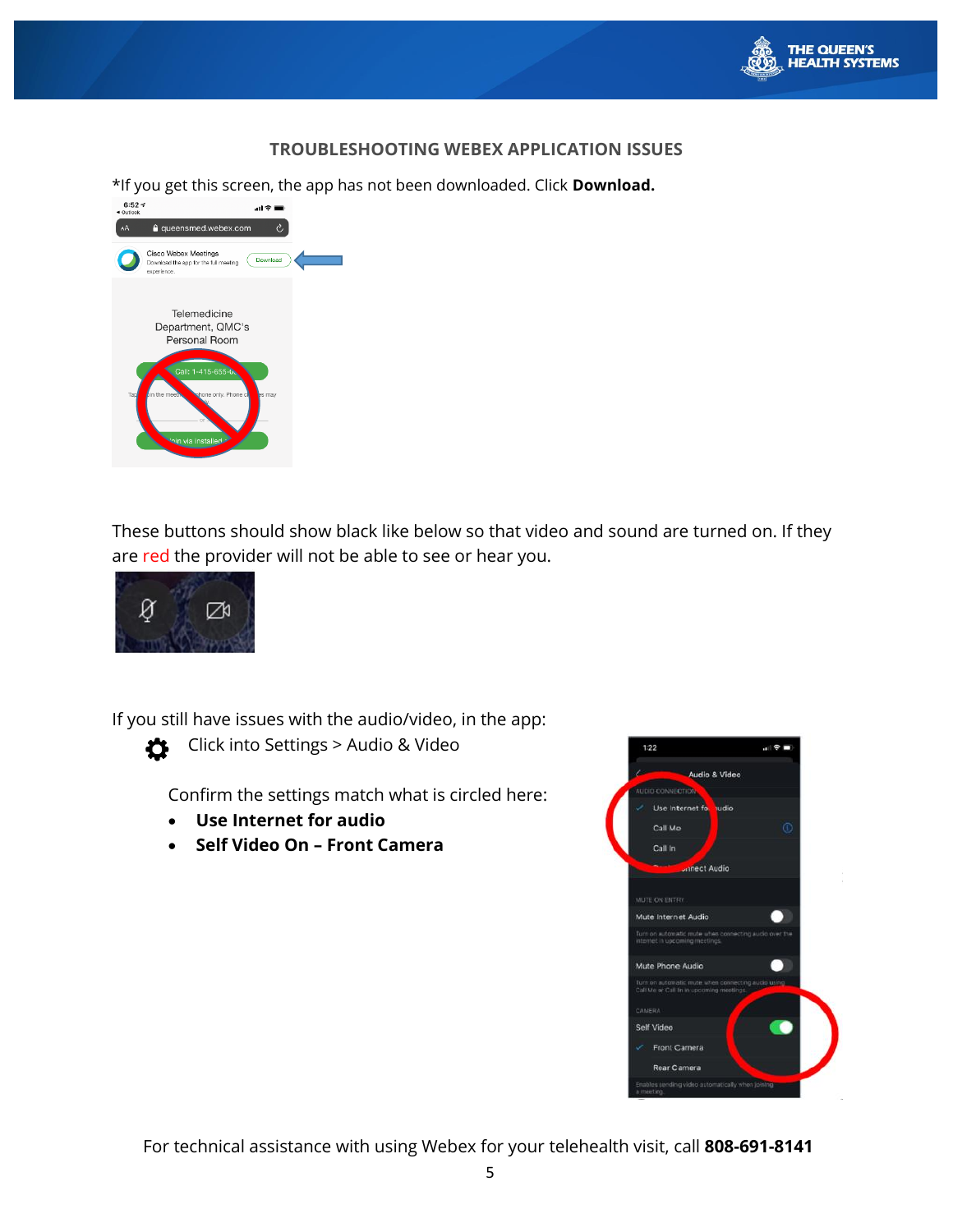## TROUBLESHOOTING WEBEX APPLICATION ISSUES

*If you get this screen, the app has not been downloaded. Click **Download.**

These buttons should show black like below so that video and sound are turned on. If they are red the provider will not be able to see or hear you.

If you still have issues with the audio/video, in the app:

Click into Settings > Audio & Video

Confirm the settings match what is circled here:

- **Use Internet for audio**
- **Self Video On – Front Camera**

For technical assistance with using Webex for your telehealth visit, call **808-691-8141**